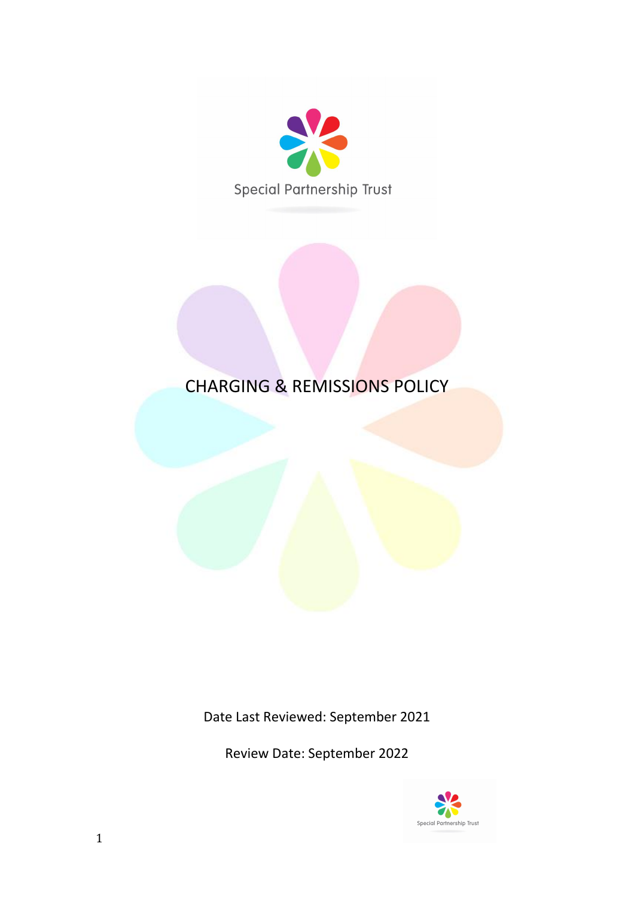Special Partnership Trust

# CHARGING & REMISSIONS POLICY

Date Last Reviewed: September 2021

Review Date: September 2022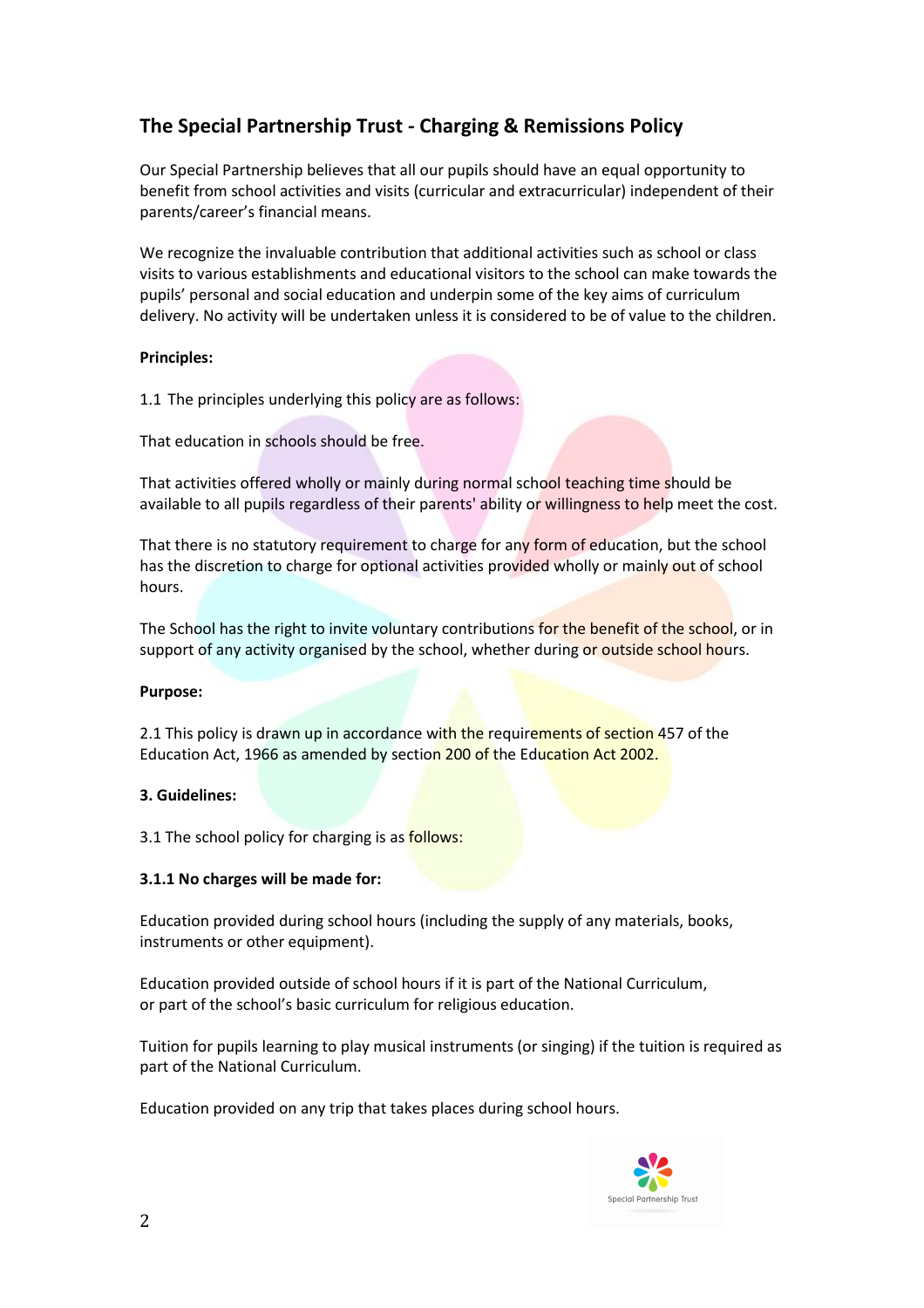## The Special Partnership Trust - Charging & Remissions Policy

Our Special Partnership believes that all our pupils should have an equal opportunity to benefit from school activities and visits (curricular and extracurricular) independent of their parents/career's financial means.

We recognize the invaluable contribution that additional activities such as school or class visits to various establishments and educational visitors to the school can make towards the pupils' personal and social education and underpin some of the key aims of curriculum delivery. No activity will be undertaken unless it is considered to be of value to the children.

**Principles:**

1.1 The principles underlying this policy are as follows:

That education in schools should be free.

That activities offered wholly or mainly during normal school teaching time should be available to all pupils regardless of their parents' ability or willingness to help meet the cost.

That there is no statutory requirement to charge for any form of education, but the school has the discretion to charge for optional activities provided wholly or mainly out of school hours.

The School has the right to invite voluntary contributions for the benefit of the school, or in support of any activity organised by the school, whether during or outside school hours.

**Purpose:**

2.1 This policy is drawn up in accordance with the requirements of section 457 of the Education Act, 1966 as amended by section 200 of the Education Act 2002.

**3. Guidelines:**

3.1 The school policy for charging is as follows:

**3.1.1 No charges will be made for:**

Education provided during school hours (including the supply of any materials, books, instruments or other equipment).

Education provided outside of school hours if it is part of the National Curriculum, or part of the school's basic curriculum for religious education.

Tuition for pupils learning to play musical instruments (or singing) if the tuition is required as part of the National Curriculum.

Education provided on any trip that takes places during school hours.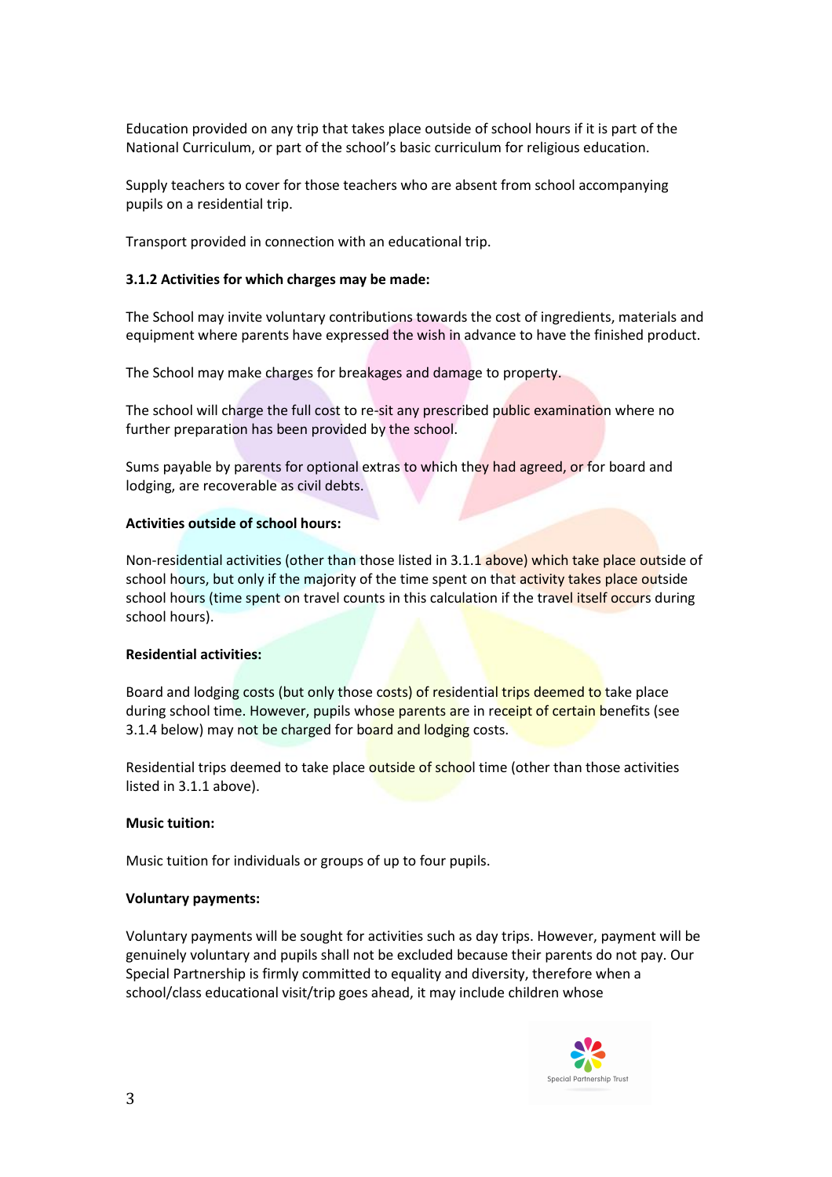Education provided on any trip that takes place outside of school hours if it is part of the National Curriculum, or part of the school's basic curriculum for religious education.

Supply teachers to cover for those teachers who are absent from school accompanying pupils on a residential trip.

Transport provided in connection with an educational trip.

**3.1.2 Activities for which charges may be made:**

The School may invite voluntary contributions towards the cost of ingredients, materials and equipment where parents have expressed the wish in advance to have the finished product.

The School may make charges for breakages and damage to property.

The school will charge the full cost to re-sit any prescribed public examination where no further preparation has been provided by the school.

Sums payable by parents for optional extras to which they had agreed, or for board and lodging, are recoverable as civil debts.

**Activities outside of school hours:**

Non-residential activities (other than those listed in 3.1.1 above) which take place outside of school hours, but only if the majority of the time spent on that activity takes place outside school hours (time spent on travel counts in this calculation if the travel itself occurs during school hours).

**Residential activities:**

Board and lodging costs (but only those costs) of residential trips deemed to take place during school time. However, pupils whose parents are in receipt of certain benefits (see 3.1.4 below) may not be charged for board and lodging costs.

Residential trips deemed to take place outside of school time (other than those activities listed in 3.1.1 above).

**Music tuition:**

Music tuition for individuals or groups of up to four pupils.

**Voluntary payments:**

Voluntary payments will be sought for activities such as day trips. However, payment will be genuinely voluntary and pupils shall not be excluded because their parents do not pay. Our Special Partnership is firmly committed to equality and diversity, therefore when a school/class educational visit/trip goes ahead, it may include children whose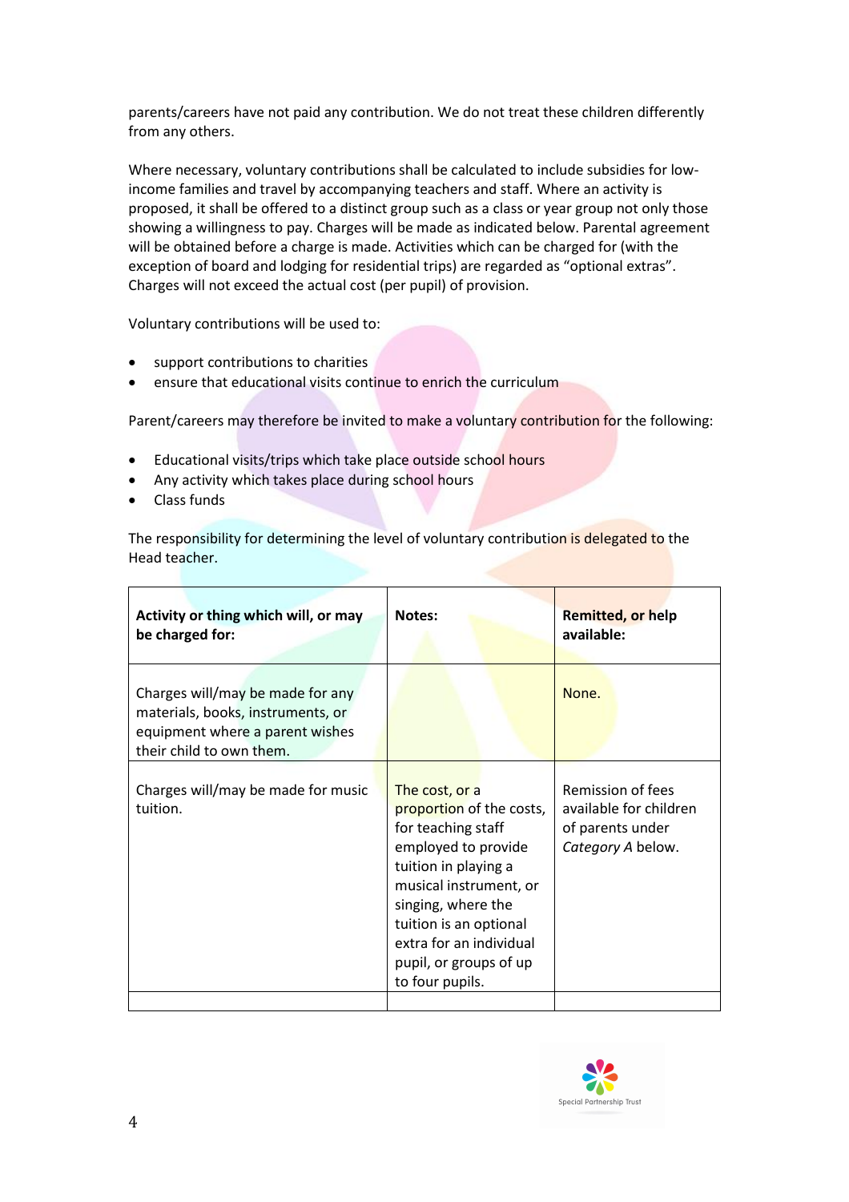parents/careers have not paid any contribution. We do not treat these children differently from any others.

Where necessary, voluntary contributions shall be calculated to include subsidies for low-income families and travel by accompanying teachers and staff. Where an activity is proposed, it shall be offered to a distinct group such as a class or year group not only those showing a willingness to pay. Charges will be made as indicated below. Parental agreement will be obtained before a charge is made. Activities which can be charged for (with the exception of board and lodging for residential trips) are regarded as “optional extras”. Charges will not exceed the actual cost (per pupil) of provision.

Voluntary contributions will be used to:

- support contributions to charities
- ensure that educational visits continue to enrich the curriculum

Parent/careers may therefore be invited to make a voluntary contribution for the following:

- Educational visits/trips which take place outside school hours
- Any activity which takes place during school hours
- Class funds

The responsibility for determining the level of voluntary contribution is delegated to the Head teacher.

| **Activity or thing which will, or may be charged for:** | **Notes:** | **Remitted, or help available:** |
|---|---|---|
| Charges will/may be made for any materials, books, instruments, or equipment where a parent wishes their child to own them. | | None. |
| Charges will/may be made for music tuition. | The cost, or a proportion of the costs, for teaching staff employed to provide tuition in playing a musical instrument, or singing, where the tuition is an optional extra for an individual pupil, or groups of up to four pupils. | Remission of fees available for children of parents under *Category A* below. |
| | | |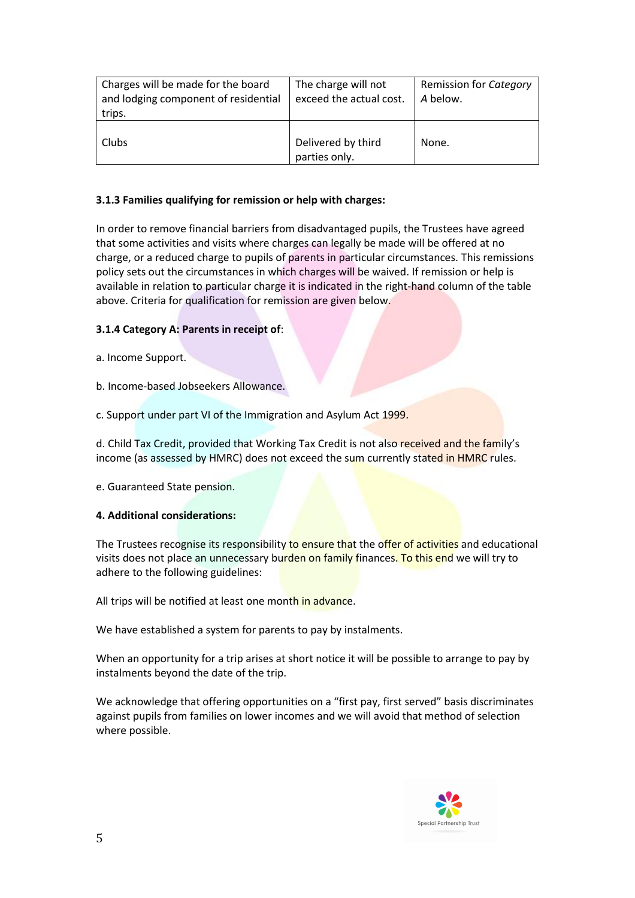| Charges will be made for the board and lodging component of residential trips. | The charge will not exceed the actual cost. | Remission for *Category A* below. |
|---|---|---|
| Clubs | Delivered by third parties only. | None. |

**3.1.3 Families qualifying for remission or help with charges:**

In order to remove financial barriers from disadvantaged pupils, the Trustees have agreed that some activities and visits where charges can legally be made will be offered at no charge, or a reduced charge to pupils of parents in particular circumstances. This remissions policy sets out the circumstances in which charges will be waived. If remission or help is available in relation to particular charge it is indicated in the right-hand column of the table above. Criteria for qualification for remission are given below.

**3.1.4 Category A: Parents in receipt of**:

a. Income Support.

b. Income-based Jobseekers Allowance.

c. Support under part VI of the Immigration and Asylum Act 1999.

d. Child Tax Credit, provided that Working Tax Credit is not also received and the family's income (as assessed by HMRC) does not exceed the sum currently stated in HMRC rules.

e. Guaranteed State pension.

**4. Additional considerations:**

The Trustees recognise its responsibility to ensure that the offer of activities and educational visits does not place an unnecessary burden on family finances. To this end we will try to adhere to the following guidelines:

All trips will be notified at least one month in advance.

We have established a system for parents to pay by instalments.

When an opportunity for a trip arises at short notice it will be possible to arrange to pay by instalments beyond the date of the trip.

We acknowledge that offering opportunities on a "first pay, first served" basis discriminates against pupils from families on lower incomes and we will avoid that method of selection where possible.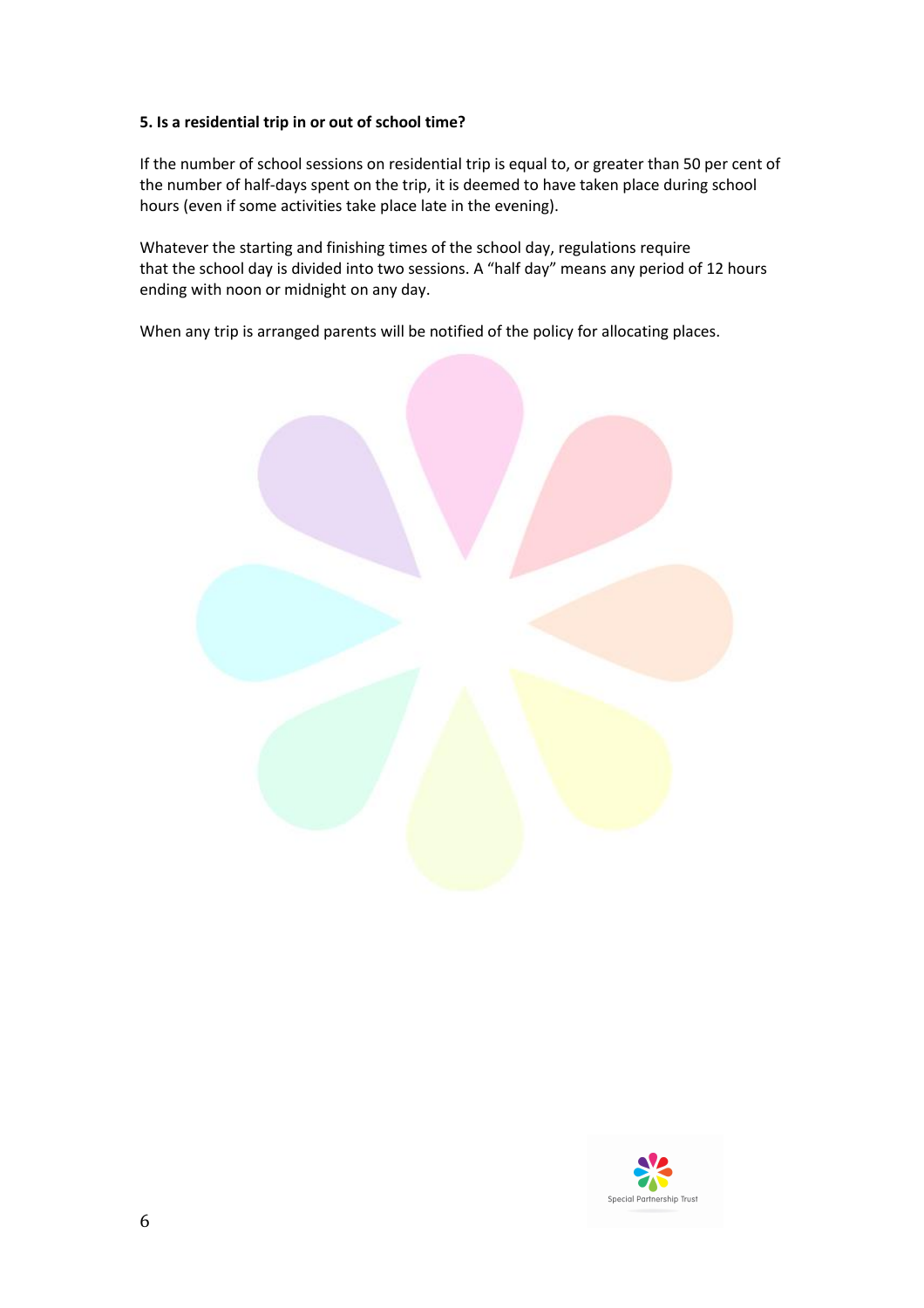**5. Is a residential trip in or out of school time?**

If the number of school sessions on residential trip is equal to, or greater than 50 per cent of the number of half-days spent on the trip, it is deemed to have taken place during school hours (even if some activities take place late in the evening).

Whatever the starting and finishing times of the school day, regulations require that the school day is divided into two sessions. A "half day" means any period of 12 hours ending with noon or midnight on any day.

When any trip is arranged parents will be notified of the policy for allocating places.